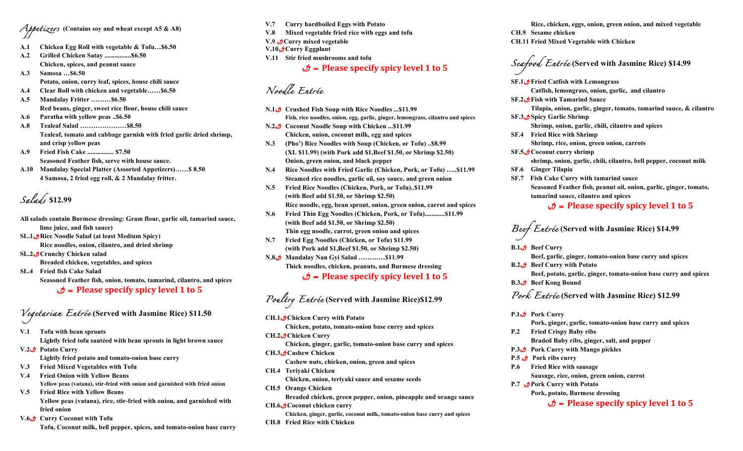## Appetizers (Contains soy and wheat except A5 & A8)

**A.1** Chicken Egg Roll with vegetable & Tofu…$6.50

**A.2** Grilled Chicken Satay ................$6.50
Chicken, spices, and peanut sauce

**A.3** Samosa …$6.50
Potato, onion, curry leaf, spices, house chili sauce

**A.4** Clear Roll with chicken and vegetable……$6.50

**A.5** Mandalay Fritter ………$6.50
Red beans, ginger, sweet rice flour, house chili sauce

**A.6** Paratha with yellow peas ..$6.50

**A.8** Tealeaf Salad …………………$8.50
Tealeaf, tomato and cabbage garnish with fried garlic dried shrimp, and crisp yellow peas

**A.9** Fried Fish Cake ................ $7.50
Seasoned Feather fish, serve with house sauce.

**A.10** Mandalay Special Platter (Assorted Appetizers)……$ 8.50
4 Samosa, 2 fried egg roll, & 2 Mandalay fritter.

## Salads $12.99

All salads contain Burmese dressing: Gram flour, garlic oil, tamarind sauce, lime juice, and fish sauce)

**SL.1🌶** Rice Noodle Salad (at least Medium Spicy)
Rice noodles, onion, cilantro, and dried shrimp

**SL.2🌶** Crunchy Chicken salad
Breaded chicken, vegetables, and spices

**SL.4** Fried fish Cake Salad
Seasoned Feather fish, onion, tomato, tamarind, cilantro, and spices

🌶 = Please specify spicy level 1 to 5

## Vegetarian Entrée (Served with Jasmine Rice) $11.50

**V.1** Tofu with bean sprouts
Lightly fried tofu sautéed with bean sprouts in light brown sauce

**V.2🌶** Potato Curry
Lightly fried potato and tomato-onion base curry

**V.3** Fried Mixed Vegetables with Tofu

**V.4** Fried Onion with Yellow Beans
Yellow peas (vatana), stir-fried with onion and garnished with fried onion

**V.5** Fried Rice with Yellow Beans
Yellow peas (vatana), rice, stir-fried with onion, and garnished with fried onion

**V.6🌶** Curry Coconut with Tofu
Tofu, Coconut milk, bell pepper, spices, and tomato-onion base curry

**V.7** Curry hardboiled Eggs with Potato

**V.8** Mixed vegetable fried rice with eggs and tofu

**V.9 🌶** Curry mixed vegetable

**V.10🌶** Curry Eggplant

**V.11** Stir fried mushrooms and tofu

🌶 = Please specify spicy level 1 to 5

## Noodle Entrée

**N.1🌶** Crushed Fish Soup with Rice Noodles ...$11.99
Fish, rice noodles, onion, egg, garlic, ginger, lemongrass, cilantro and spices

**N.2🌶** Coconut Noodle Soup with Chicken ...$11.99
Chicken, onion, coconut milk, egg and spices

**N.3** (Pho') Rice Noodles with Soup (Chicken, or Tofu) ..$8.99
(XL $11.99) (with Pork add $1,Beef $1.50, or Shrimp $2.50)
Onion, green onion, and black pepper

**N.4** Rice Noodles with Fried Garlic (Chicken, Pork, or Tofu) …..$11.99
Steamed rice noodles, garlic oil, soy sauce, and green onion

**N.5** Fried Rice Noodles (Chicken, Pork, or Tofu)..$11.99
(with Beef add $1.50, or Shrimp $2.50)
Rice noodle, egg, bean sprout, onion, green onion, carrot and spices

**N.6** Fried Thin Egg Noodles (Chicken, Pork, or Tofu)...........$11.99
(with Beef add $1.50, or Shrimp $2.50)
Thin egg noodle, carrot, green onion and spices

**N.7** Fried Egg Noodles (Chicken, or Tofu) $11.99
(with Pork add $1,Beef $1.50, or Shrimp $2.50)

**N.8🌶** Mandalay Nan Gyi Salad …………$11.99
Thick noodles, chicken, peanuts, and Burmese dressing

🌶 = Please specify spicy level 1 to 5

## Poultry Entrée (Served with Jasmine Rice)$12.99

**CH.1🌶** Chicken Curry with Potato
Chicken, potato, tomato-onion base curry and spices

**CH.2🌶** Chicken Curry
Chicken, ginger, garlic, tomato-onion base curry and spices

**CH.3🌶** Cashew Chicken
Cashew nuts, chicken, onion, green and spices

**CH.4** Teriyaki Chicken
Chicken, onion, teriyaki sauce and sesame seeds

**CH.5** Orange Chicken
Breaded chicken, green pepper, onion, pineapple and orange sauce

**CH.6🌶** Coconut chicken curry
Chicken, ginger, garlic, coconut milk, tomato-onion base curry and spices

**CH.8** Fried Rice with Chicken
Rice, chicken, eggs, onion, green onion, and mixed vegetable

**CH.9** Sesame chicken

**CH.11** Fried Mixed Vegetable with Chicken

## Seafood Entrée (Served with Jasmine Rice) $14.99

**SF.1🌶** Fried Catfish with Lemongrass
Catfish, lemongrass, onion, garlic, and cilantro

**SF.2🌶** Fish with Tamarind Sauce
Tilapia, onion, garlic, ginger, tomato, tamarind sauce, & cilantro

**SF.3🌶** Spicy Garlic Shrimp
Shrimp, onion, garlic, chili, cilantro and spices

**SF.4** Fried Rice with Shrimp
Shrimp, rice, onion, green onion, carrots

**SF.5🌶** Coconut curry shrimp
shrimp, onion, garlic, chili, cilantro, bell pepper, coconut milk

**SF.6** Ginger Tilapia

**SF.7** Fish Cake Curry with tamarind sauce
Seasoned Feather fish, peanut oil, onion, garlic, ginger, tomato, tamarind sauce, cilantro and spices

🌶 = Please specify spicy level 1 to 5

## Beef Entrée (Served with Jasmine Rice) $14.99

**B.1🌶** Beef Curry
Beef, garlic, ginger, tomato-onion base curry and spices

**B.2🌶** Beef Curry with Potato
Beef, potato, garlic, ginger, tomato-onion base curry and spices

**B.3🌶** Beef Kong Bound

## Pork Entrée (Served with Jasmine Rice) $12.99

**P.1🌶** Pork Curry
Pork, ginger, garlic, tomato-onion base curry and spices

**P.2** Fried Crispy Baby ribs
Braded Baby ribs, ginger, salt, and pepper

**P.3🌶** Pork Curry with Mango pickles

**P.5 🌶** Pork ribs curry

**P.6** Fried Rice with sausage
Sausage, rice, onion, green onion, carrot

**P.7 🌶** Pork Curry with Potato
Pork, potato, Burmese dressing

🌶 = Please specify spicy level 1 to 5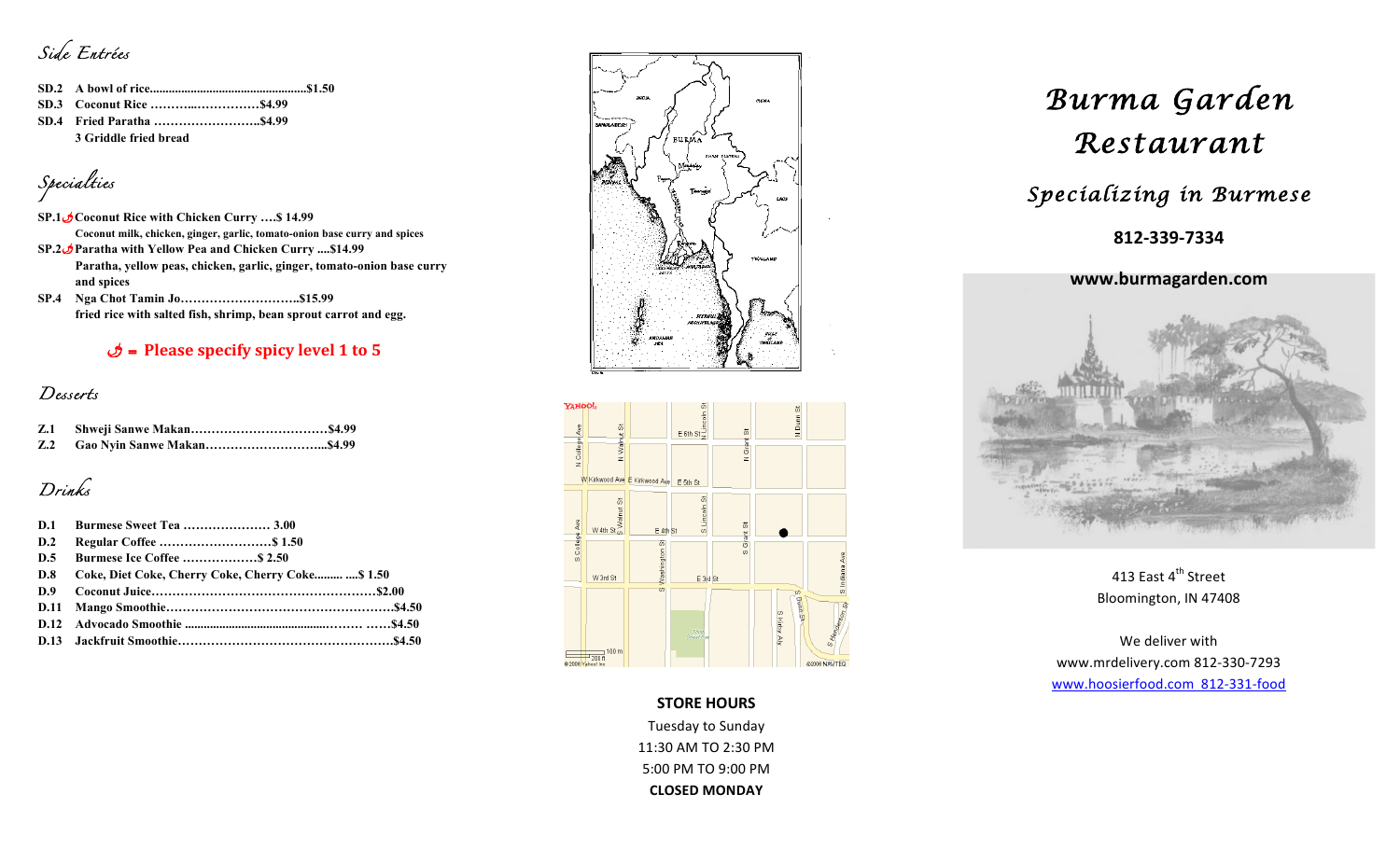## Side Entrées

**SD.2 A bowl of rice.................................................$1.50**
**SD.3 Coconut Rice ………..…………….$4.99**
**SD.4 Fried Paratha ……………………..$4.99**
**3 Griddle fried bread**

## Specialties

**SP.1 Coconut Rice with Chicken Curry ….$ 14.99**
**Coconut milk, chicken, ginger, garlic, tomato-onion base curry and spices**
**SP.2 Paratha with Yellow Pea and Chicken Curry ....$14.99**
**Paratha, yellow peas, chicken, garlic, ginger, tomato-onion base curry and spices**
**SP.4 Nga Chot Tamin Jo………………………..$15.99**
**fried rice with salted fish, shrimp, bean sprout carrot and egg.**

**= Please specify spicy level 1 to 5**

## Desserts

**Z.1 Shweji Sanwe Makan……………………………$4.99**
**Z.2 Gao Nyin Sanwe Makan………………………...$4.99**

## Drinks

**D.1 Burmese Sweet Tea ………………… 3.00**
**D.2 Regular Coffee ………………………$ 1.50**
**D.5 Burmese Ice Coffee ………………$ 2.50**
**D.8 Coke, Diet Coke, Cherry Coke, Cherry Coke......... ....$ 1.50**
**D.9 Coconut Juice………………………………………………$2.00**
**D.11 Mango Smoothie………………………………………………$4.50**
**D.12 Advocado Smoothie ............................................……… ……$4.50**
**D.13 Jackfruit Smoothie……………………………………………$4.50**

**STORE HOURS**

Tuesday to Sunday
11:30 AM TO 2:30 PM
5:00 PM TO 9:00 PM
**CLOSED MONDAY**

# Burma Garden Restaurant

## Specializing in Burmese

**812-339-7334**

**www.burmagarden.com**

413 East 4th Street
Bloomington, IN 47408

We deliver with
www.mrdelivery.com 812-330-7293
www.hoosierfood.com 812-331-food